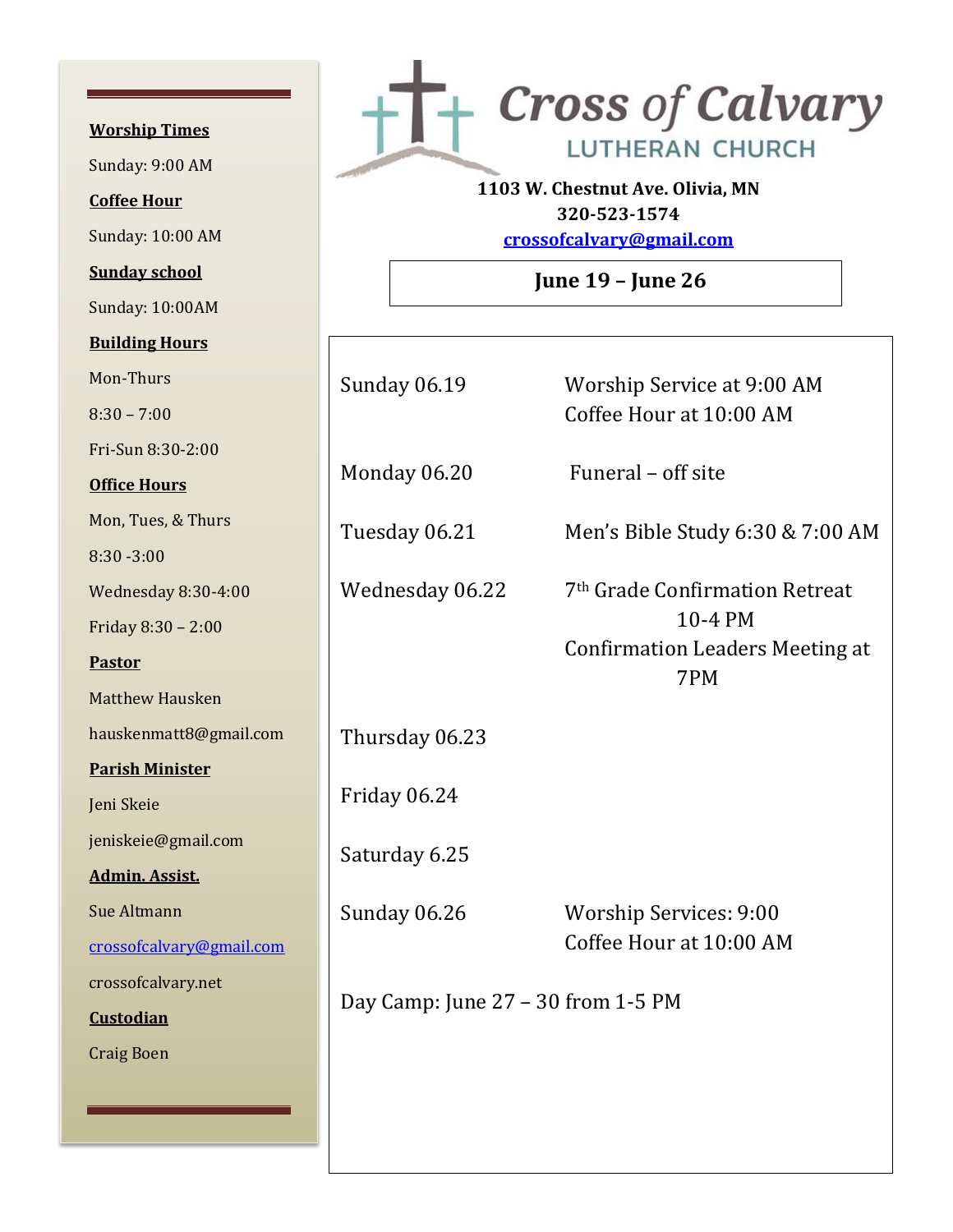# Cross of Calvary

## LUTHERAN CHURCH

**1103 W. Chestnut Ave. Olivia, MN**
**320-523-1574**
**crossofcalvary@gmail.com**

## June 19 – June 26

| | |
|---|---|
| Sunday 06.19 | Worship Service at 9:00 AM<br>Coffee Hour at 10:00 AM |
| Monday 06.20 | Funeral – off site |
| Tuesday 06.21 | Men's Bible Study 6:30 & 7:00 AM |
| Wednesday 06.22 | 7th Grade Confirmation Retreat 10-4 PM<br>Confirmation Leaders Meeting at 7PM |
| Thursday 06.23 | |
| Friday 06.24 | |
| Saturday 6.25 | |
| Sunday 06.26 | Worship Services: 9:00<br>Coffee Hour at 10:00 AM |

Day Camp: June 27 – 30 from 1-5 PM

---

**Worship Times**

Sunday: 9:00 AM

**Coffee Hour**

Sunday: 10:00 AM

**Sunday school**

Sunday: 10:00AM

**Building Hours**

Mon-Thurs

8:30 – 7:00

Fri-Sun 8:30-2:00

**Office Hours**

Mon, Tues, & Thurs

8:30 -3:00

Wednesday 8:30-4:00

Friday 8:30 – 2:00

**Pastor**

Matthew Hausken

hauskenmatt8@gmail.com

**Parish Minister**

Jeni Skeie

jeniskeie@gmail.com

**Admin. Assist.**

Sue Altmann

crossofcalvary@gmail.com

crossofcalvary.net

**Custodian**

Craig Boen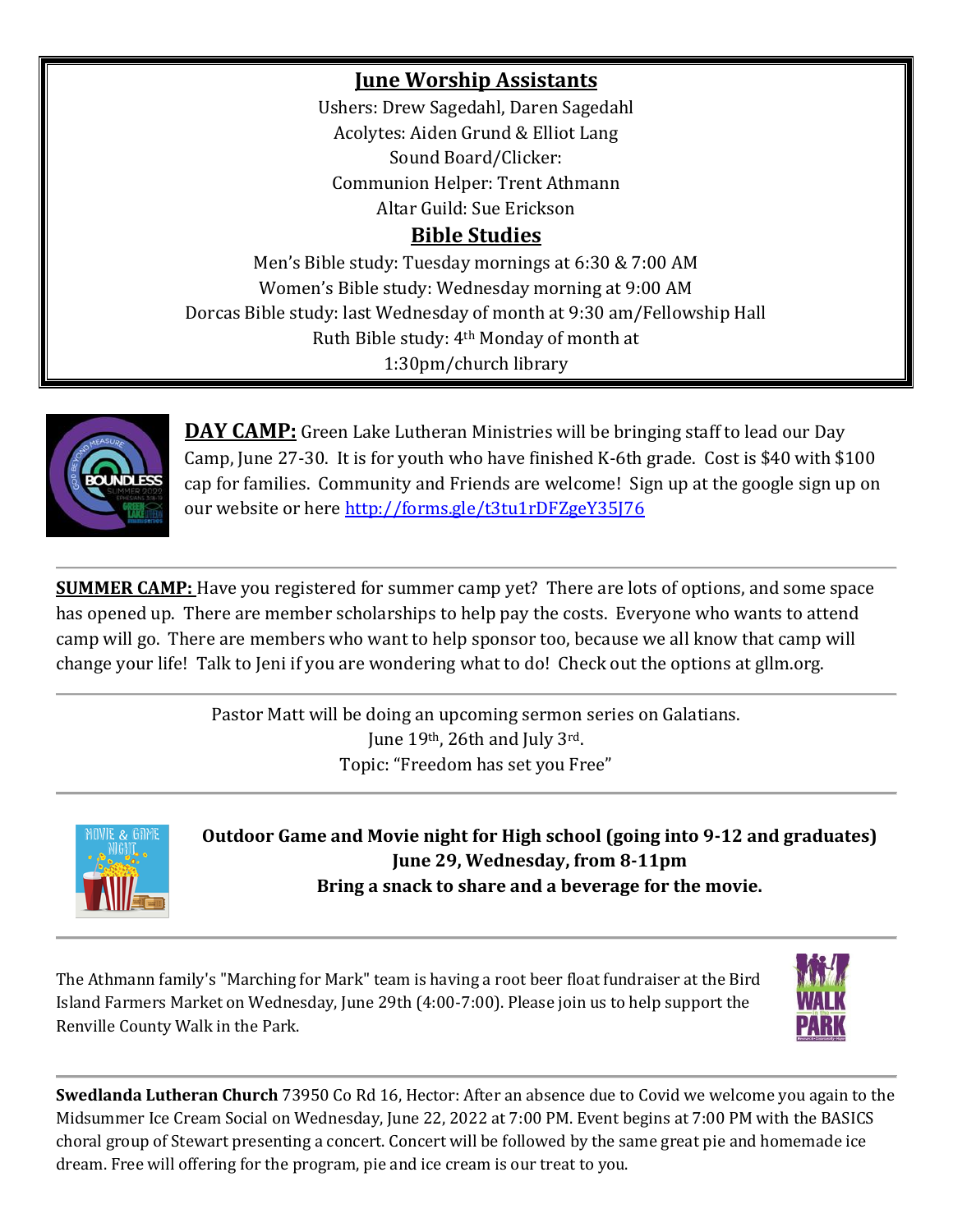## June Worship Assistants

Ushers: Drew Sagedahl, Daren Sagedahl
Acolytes: Aiden Grund & Elliot Lang
Sound Board/Clicker:
Communion Helper: Trent Athmann
Altar Guild: Sue Erickson

## Bible Studies

Men's Bible study: Tuesday mornings at 6:30 & 7:00 AM
Women's Bible study: Wednesday morning at 9:00 AM
Dorcas Bible study: last Wednesday of month at 9:30 am/Fellowship Hall
Ruth Bible study: 4th Monday of month at 1:30pm/church library

**DAY CAMP:** Green Lake Lutheran Ministries will be bringing staff to lead our Day Camp, June 27-30. It is for youth who have finished K-6th grade. Cost is $40 with $100 cap for families. Community and Friends are welcome! Sign up at the google sign up on our website or here http://forms.gle/t3tu1rDFZgeY35J76

---

**SUMMER CAMP:** Have you registered for summer camp yet? There are lots of options, and some space has opened up. There are member scholarships to help pay the costs. Everyone who wants to attend camp will go. There are members who want to help sponsor too, because we all know that camp will change your life! Talk to Jeni if you are wondering what to do! Check out the options at gllm.org.

---

Pastor Matt will be doing an upcoming sermon series on Galatians.
June 19th, 26th and July 3rd.
Topic: "Freedom has set you Free"

---

**Outdoor Game and Movie night for High school (going into 9-12 and graduates)**
**June 29, Wednesday, from 8-11pm**
**Bring a snack to share and a beverage for the movie.**

---

The Athmann family's "Marching for Mark" team is having a root beer float fundraiser at the Bird Island Farmers Market on Wednesday, June 29th (4:00-7:00). Please join us to help support the Renville County Walk in the Park.

---

**Swedlanda Lutheran Church** 73950 Co Rd 16, Hector: After an absence due to Covid we welcome you again to the Midsummer Ice Cream Social on Wednesday, June 22, 2022 at 7:00 PM. Event begins at 7:00 PM with the BASICS choral group of Stewart presenting a concert. Concert will be followed by the same great pie and homemade ice dream. Free will offering for the program, pie and ice cream is our treat to you.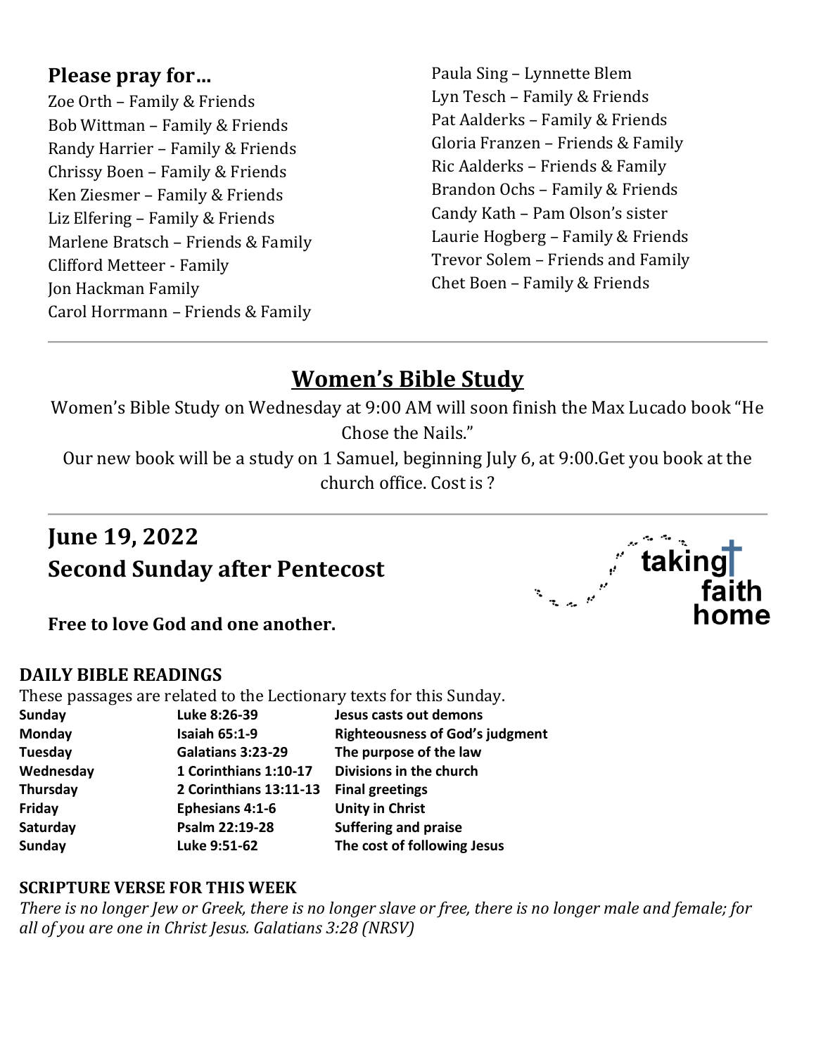## Please pray for…

Zoe Orth – Family & Friends
Bob Wittman – Family & Friends
Randy Harrier – Family & Friends
Chrissy Boen – Family & Friends
Ken Ziesmer – Family & Friends
Liz Elfering – Family & Friends
Marlene Bratsch – Friends & Family
Clifford Metteer - Family
Jon Hackman Family
Carol Horrmann – Friends & Family
Paula Sing – Lynnette Blem
Lyn Tesch – Family & Friends
Pat Aalderks – Family & Friends
Gloria Franzen – Friends & Family
Ric Aalderks – Friends & Family
Brandon Ochs – Family & Friends
Candy Kath – Pam Olson's sister
Laurie Hogberg – Family & Friends
Trevor Solem – Friends and Family
Chet Boen – Family & Friends

---

## Women's Bible Study

Women's Bible Study on Wednesday at 9:00 AM will soon finish the Max Lucado book "He Chose the Nails."

Our new book will be a study on 1 Samuel, beginning July 6, at 9:00.Get you book at the church office. Cost is ?

---

## June 19, 2022
## Second Sunday after Pentecost

taking faith home

**Free to love God and one another.**

### DAILY BIBLE READINGS

These passages are related to the Lectionary texts for this Sunday.

| | | |
|---|---|---|
| **Sunday** | **Luke 8:26-39** | **Jesus casts out demons** |
| **Monday** | **Isaiah 65:1-9** | **Righteousness of God's judgment** |
| **Tuesday** | **Galatians 3:23-29** | **The purpose of the law** |
| **Wednesday** | **1 Corinthians 1:10-17** | **Divisions in the church** |
| **Thursday** | **2 Corinthians 13:11-13** | **Final greetings** |
| **Friday** | **Ephesians 4:1-6** | **Unity in Christ** |
| **Saturday** | **Psalm 22:19-28** | **Suffering and praise** |
| **Sunday** | **Luke 9:51-62** | **The cost of following Jesus** |

### SCRIPTURE VERSE FOR THIS WEEK

*There is no longer Jew or Greek, there is no longer slave or free, there is no longer male and female; for all of you are one in Christ Jesus. Galatians 3:28 (NRSV)*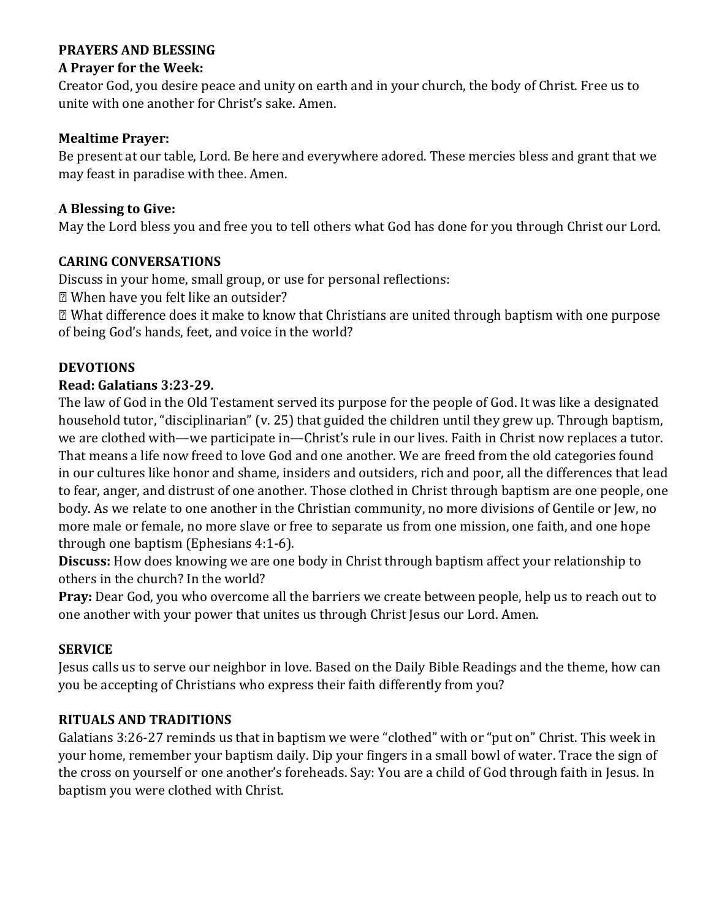## PRAYERS AND BLESSING

### A Prayer for the Week:

Creator God, you desire peace and unity on earth and in your church, the body of Christ. Free us to unite with one another for Christ's sake. Amen.

### Mealtime Prayer:

Be present at our table, Lord. Be here and everywhere adored. These mercies bless and grant that we may feast in paradise with thee. Amen.

### A Blessing to Give:

May the Lord bless you and free you to tell others what God has done for you through Christ our Lord.

## CARING CONVERSATIONS

Discuss in your home, small group, or use for personal reflections:

- When have you felt like an outsider?
- What difference does it make to know that Christians are united through baptism with one purpose of being God's hands, feet, and voice in the world?

## DEVOTIONS

### Read: Galatians 3:23-29.

The law of God in the Old Testament served its purpose for the people of God. It was like a designated household tutor, "disciplinarian" (v. 25) that guided the children until they grew up. Through baptism, we are clothed with—we participate in—Christ's rule in our lives. Faith in Christ now replaces a tutor. That means a life now freed to love God and one another. We are freed from the old categories found in our cultures like honor and shame, insiders and outsiders, rich and poor, all the differences that lead to fear, anger, and distrust of one another. Those clothed in Christ through baptism are one people, one body. As we relate to one another in the Christian community, no more divisions of Gentile or Jew, no more male or female, no more slave or free to separate us from one mission, one faith, and one hope through one baptism (Ephesians 4:1-6).

**Discuss:** How does knowing we are one body in Christ through baptism affect your relationship to others in the church? In the world?

**Pray:** Dear God, you who overcome all the barriers we create between people, help us to reach out to one another with your power that unites us through Christ Jesus our Lord. Amen.

## SERVICE

Jesus calls us to serve our neighbor in love. Based on the Daily Bible Readings and the theme, how can you be accepting of Christians who express their faith differently from you?

## RITUALS AND TRADITIONS

Galatians 3:26-27 reminds us that in baptism we were "clothed" with or "put on" Christ. This week in your home, remember your baptism daily. Dip your fingers in a small bowl of water. Trace the sign of the cross on yourself or one another's foreheads. Say: You are a child of God through faith in Jesus. In baptism you were clothed with Christ.